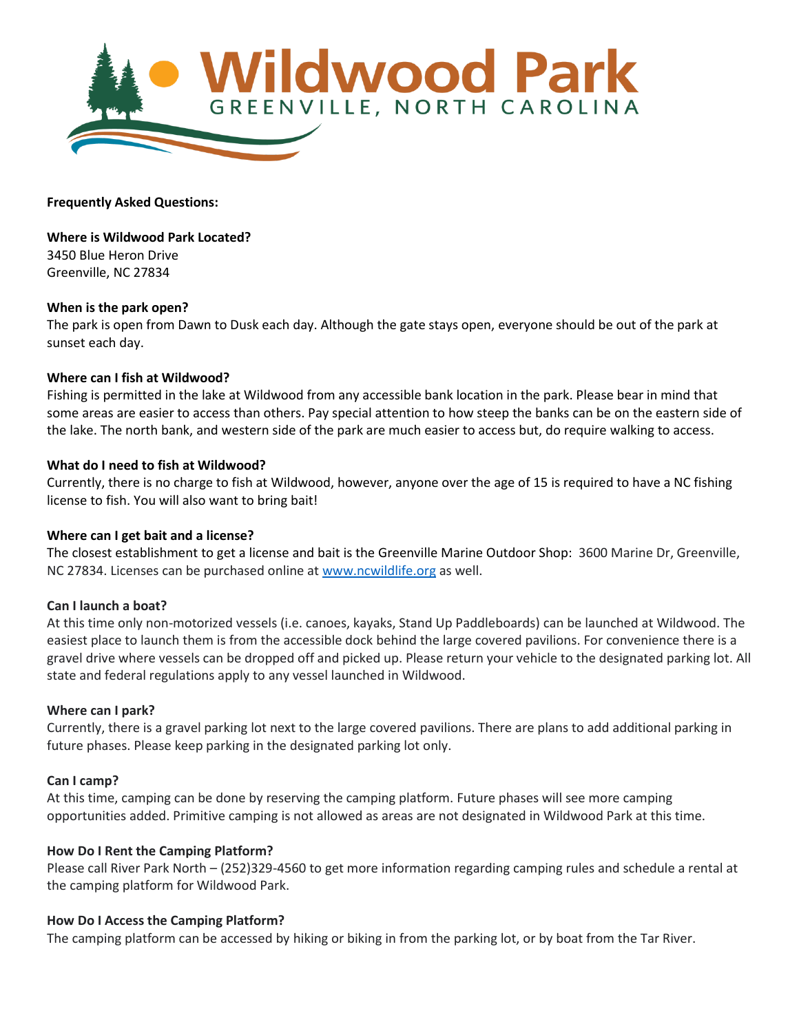# Wildwood Park

GREENVILLE, NORTH CAROLINA

**Frequently Asked Questions:**

**Where is Wildwood Park Located?**
3450 Blue Heron Drive
Greenville, NC 27834

**When is the park open?**
The park is open from Dawn to Dusk each day. Although the gate stays open, everyone should be out of the park at sunset each day.

**Where can I fish at Wildwood?**
Fishing is permitted in the lake at Wildwood from any accessible bank location in the park. Please bear in mind that some areas are easier to access than others. Pay special attention to how steep the banks can be on the eastern side of the lake. The north bank, and western side of the park are much easier to access but, do require walking to access.

**What do I need to fish at Wildwood?**
Currently, there is no charge to fish at Wildwood, however, anyone over the age of 15 is required to have a NC fishing license to fish. You will also want to bring bait!

**Where can I get bait and a license?**
The closest establishment to get a license and bait is the Greenville Marine Outdoor Shop: 3600 Marine Dr, Greenville, NC 27834. Licenses can be purchased online at [www.ncwildlife.org](www.ncwildlife.org) as well.

**Can I launch a boat?**
At this time only non-motorized vessels (i.e. canoes, kayaks, Stand Up Paddleboards) can be launched at Wildwood. The easiest place to launch them is from the accessible dock behind the large covered pavilions. For convenience there is a gravel drive where vessels can be dropped off and picked up. Please return your vehicle to the designated parking lot. All state and federal regulations apply to any vessel launched in Wildwood.

**Where can I park?**
Currently, there is a gravel parking lot next to the large covered pavilions. There are plans to add additional parking in future phases. Please keep parking in the designated parking lot only.

**Can I camp?**
At this time, camping can be done by reserving the camping platform. Future phases will see more camping opportunities added. Primitive camping is not allowed as areas are not designated in Wildwood Park at this time.

**How Do I Rent the Camping Platform?**
Please call River Park North – (252)329-4560 to get more information regarding camping rules and schedule a rental at the camping platform for Wildwood Park.

**How Do I Access the Camping Platform?**
The camping platform can be accessed by hiking or biking in from the parking lot, or by boat from the Tar River.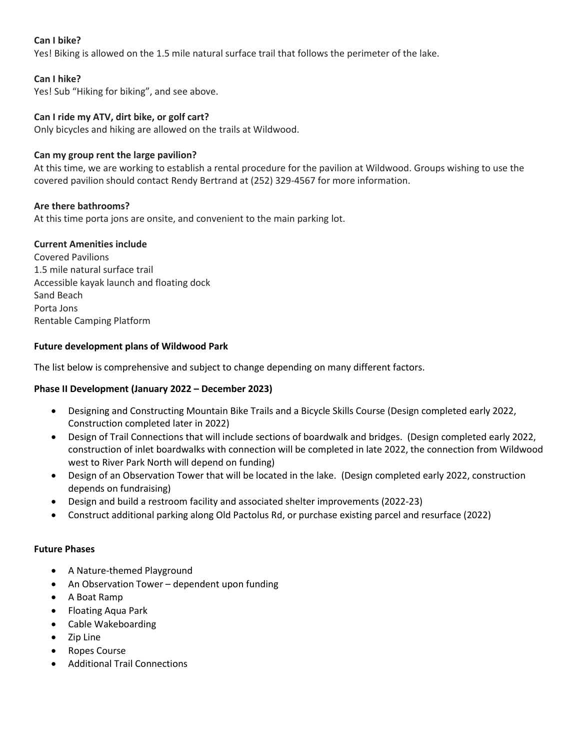**Can I bike?**
Yes! Biking is allowed on the 1.5 mile natural surface trail that follows the perimeter of the lake.

**Can I hike?**
Yes! Sub "Hiking for biking", and see above.

**Can I ride my ATV, dirt bike, or golf cart?**
Only bicycles and hiking are allowed on the trails at Wildwood.

**Can my group rent the large pavilion?**
At this time, we are working to establish a rental procedure for the pavilion at Wildwood. Groups wishing to use the covered pavilion should contact Rendy Bertrand at (252) 329-4567 for more information.

**Are there bathrooms?**
At this time porta jons are onsite, and convenient to the main parking lot.

**Current Amenities include**
Covered Pavilions
1.5 mile natural surface trail
Accessible kayak launch and floating dock
Sand Beach
Porta Jons
Rentable Camping Platform

**Future development plans of Wildwood Park**

The list below is comprehensive and subject to change depending on many different factors.

**Phase II Development (January 2022 – December 2023)**

- Designing and Constructing Mountain Bike Trails and a Bicycle Skills Course (Design completed early 2022, Construction completed later in 2022)
- Design of Trail Connections that will include sections of boardwalk and bridges. (Design completed early 2022, construction of inlet boardwalks with connection will be completed in late 2022, the connection from Wildwood west to River Park North will depend on funding)
- Design of an Observation Tower that will be located in the lake. (Design completed early 2022, construction depends on fundraising)
- Design and build a restroom facility and associated shelter improvements (2022-23)
- Construct additional parking along Old Pactolus Rd, or purchase existing parcel and resurface (2022)

**Future Phases**

- A Nature-themed Playground
- An Observation Tower – dependent upon funding
- A Boat Ramp
- Floating Aqua Park
- Cable Wakeboarding
- Zip Line
- Ropes Course
- Additional Trail Connections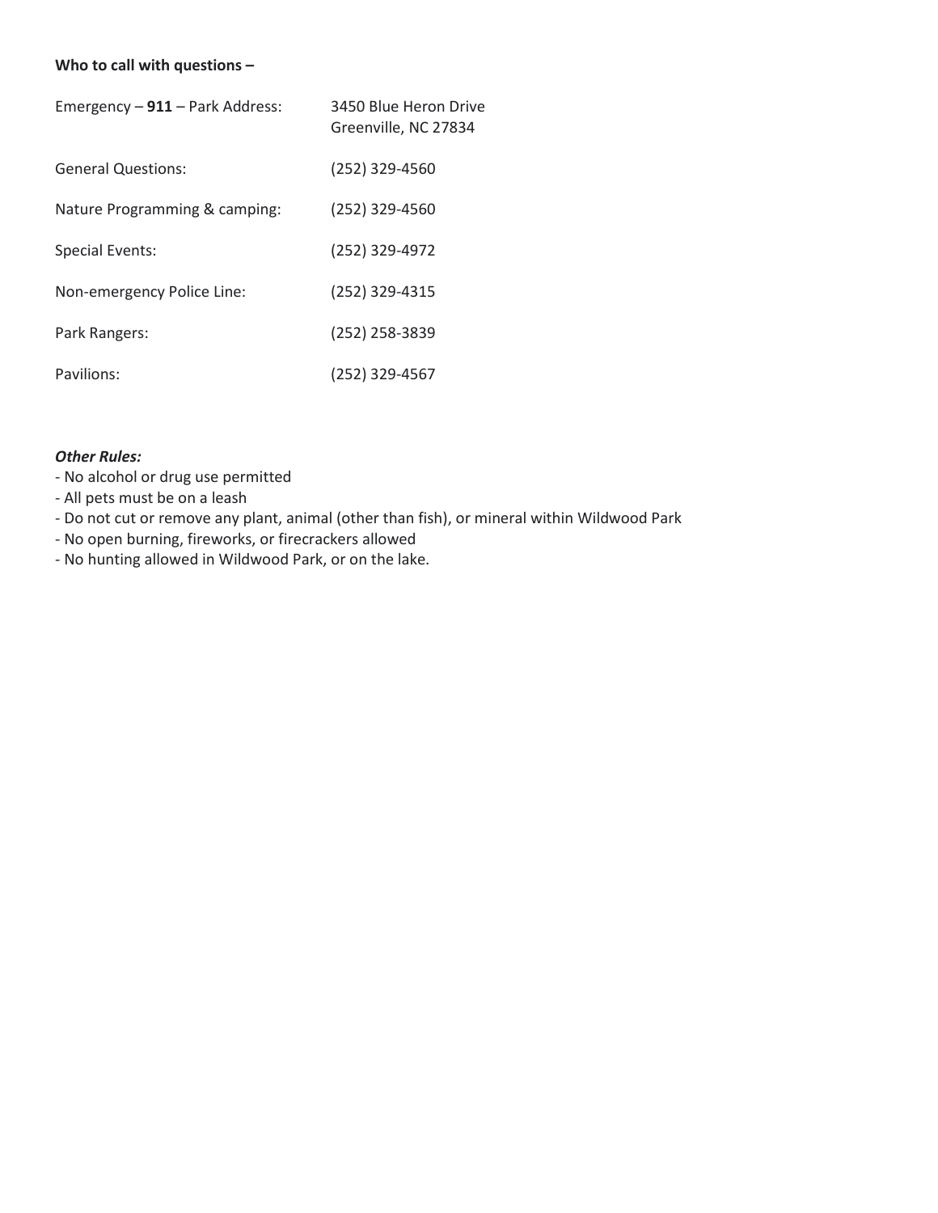**Who to call with questions –**

| | |
|---|---|
| Emergency – **911** – Park Address: | 3450 Blue Heron Drive<br>Greenville, NC 27834 |
| General Questions: | (252) 329-4560 |
| Nature Programming & camping: | (252) 329-4560 |
| Special Events: | (252) 329-4972 |
| Non-emergency Police Line: | (252) 329-4315 |
| Park Rangers: | (252) 258-3839 |
| Pavilions: | (252) 329-4567 |

***Other Rules:***

- No alcohol or drug use permitted
- All pets must be on a leash
- Do not cut or remove any plant, animal (other than fish), or mineral within Wildwood Park
- No open burning, fireworks, or firecrackers allowed
- No hunting allowed in Wildwood Park, or on the lake.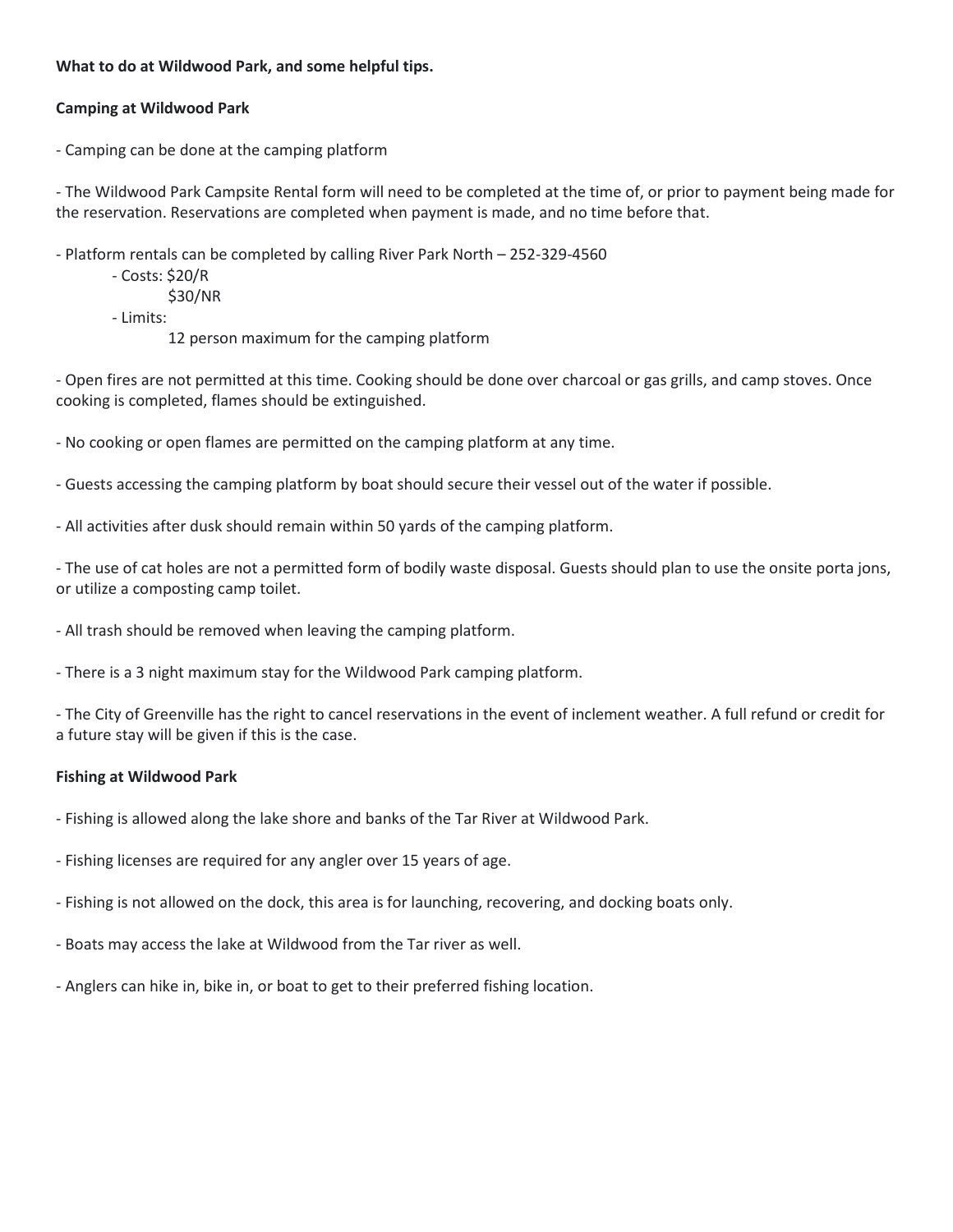**What to do at Wildwood Park, and some helpful tips.**

**Camping at Wildwood Park**

- Camping can be done at the camping platform

- The Wildwood Park Campsite Rental form will need to be completed at the time of, or prior to payment being made for the reservation. Reservations are completed when payment is made, and no time before that.

- Platform rentals can be completed by calling River Park North – 252-329-4560
    - Costs: $20/R
      $30/NR
    - Limits:
      12 person maximum for the camping platform

- Open fires are not permitted at this time. Cooking should be done over charcoal or gas grills, and camp stoves. Once cooking is completed, flames should be extinguished.

- No cooking or open flames are permitted on the camping platform at any time.

- Guests accessing the camping platform by boat should secure their vessel out of the water if possible.

- All activities after dusk should remain within 50 yards of the camping platform.

- The use of cat holes are not a permitted form of bodily waste disposal. Guests should plan to use the onsite porta jons, or utilize a composting camp toilet.

- All trash should be removed when leaving the camping platform.

- There is a 3 night maximum stay for the Wildwood Park camping platform.

- The City of Greenville has the right to cancel reservations in the event of inclement weather. A full refund or credit for a future stay will be given if this is the case.

**Fishing at Wildwood Park**

- Fishing is allowed along the lake shore and banks of the Tar River at Wildwood Park.

- Fishing licenses are required for any angler over 15 years of age.

- Fishing is not allowed on the dock, this area is for launching, recovering, and docking boats only.

- Boats may access the lake at Wildwood from the Tar river as well.

- Anglers can hike in, bike in, or boat to get to their preferred fishing location.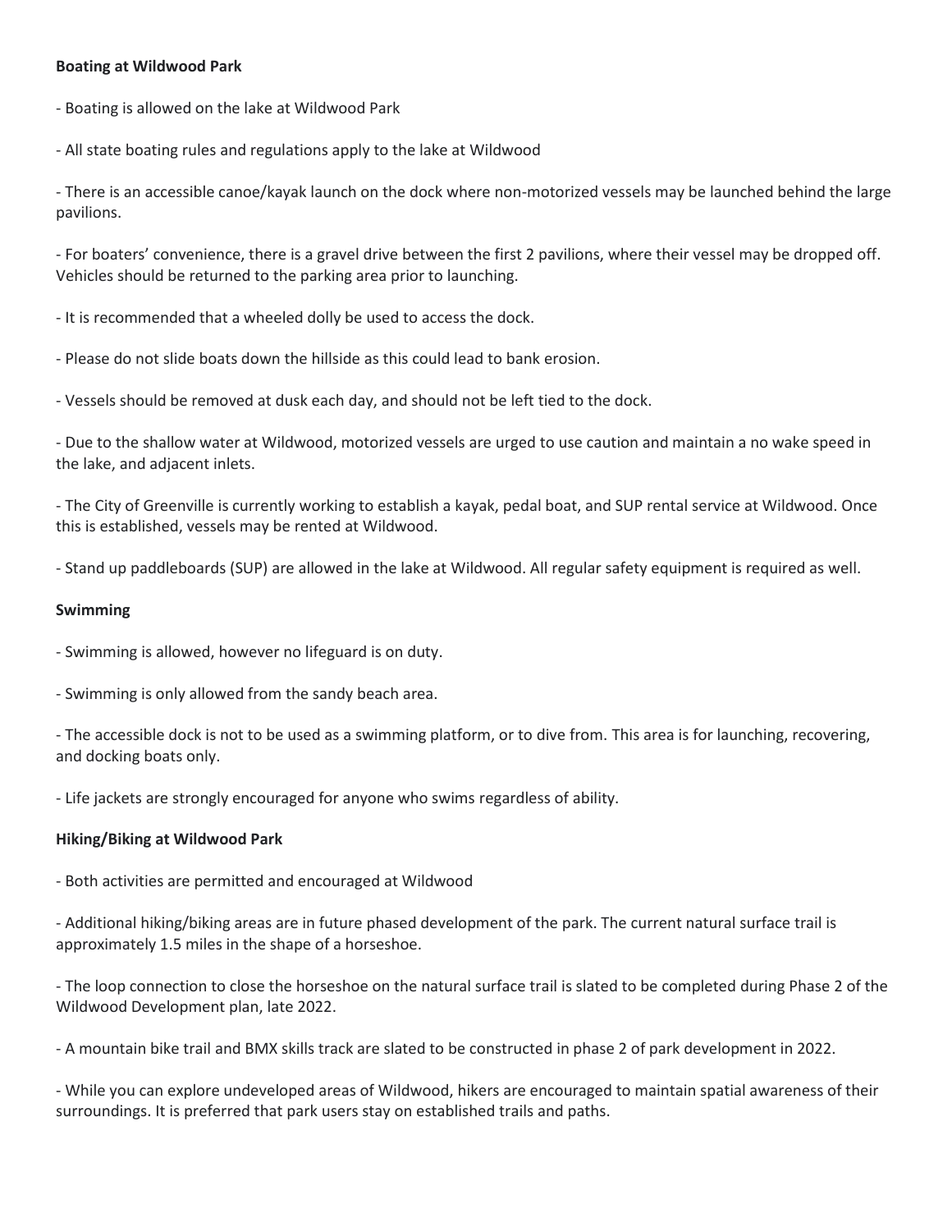**Boating at Wildwood Park**

- Boating is allowed on the lake at Wildwood Park

- All state boating rules and regulations apply to the lake at Wildwood

- There is an accessible canoe/kayak launch on the dock where non-motorized vessels may be launched behind the large pavilions.

- For boaters' convenience, there is a gravel drive between the first 2 pavilions, where their vessel may be dropped off. Vehicles should be returned to the parking area prior to launching.

- It is recommended that a wheeled dolly be used to access the dock.

- Please do not slide boats down the hillside as this could lead to bank erosion.

- Vessels should be removed at dusk each day, and should not be left tied to the dock.

- Due to the shallow water at Wildwood, motorized vessels are urged to use caution and maintain a no wake speed in the lake, and adjacent inlets.

- The City of Greenville is currently working to establish a kayak, pedal boat, and SUP rental service at Wildwood. Once this is established, vessels may be rented at Wildwood.

- Stand up paddleboards (SUP) are allowed in the lake at Wildwood. All regular safety equipment is required as well.

**Swimming**

- Swimming is allowed, however no lifeguard is on duty.

- Swimming is only allowed from the sandy beach area.

- The accessible dock is not to be used as a swimming platform, or to dive from. This area is for launching, recovering, and docking boats only.

- Life jackets are strongly encouraged for anyone who swims regardless of ability.

**Hiking/Biking at Wildwood Park**

- Both activities are permitted and encouraged at Wildwood

- Additional hiking/biking areas are in future phased development of the park. The current natural surface trail is approximately 1.5 miles in the shape of a horseshoe.

- The loop connection to close the horseshoe on the natural surface trail is slated to be completed during Phase 2 of the Wildwood Development plan, late 2022.

- A mountain bike trail and BMX skills track are slated to be constructed in phase 2 of park development in 2022.

- While you can explore undeveloped areas of Wildwood, hikers are encouraged to maintain spatial awareness of their surroundings. It is preferred that park users stay on established trails and paths.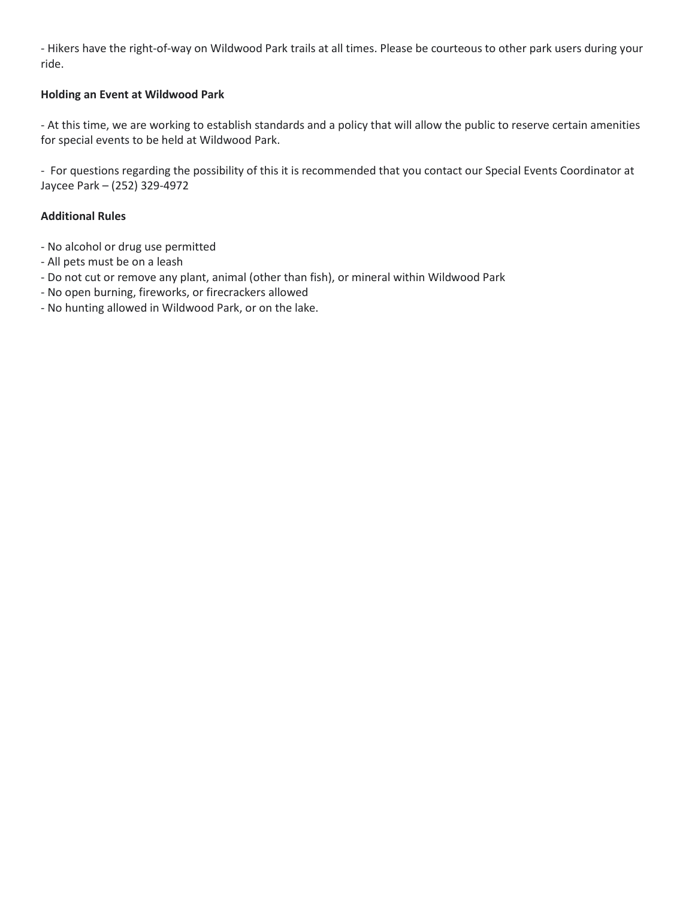- Hikers have the right-of-way on Wildwood Park trails at all times. Please be courteous to other park users during your ride.

**Holding an Event at Wildwood Park**

- At this time, we are working to establish standards and a policy that will allow the public to reserve certain amenities for special events to be held at Wildwood Park.

- For questions regarding the possibility of this it is recommended that you contact our Special Events Coordinator at Jaycee Park – (252) 329-4972

**Additional Rules**

- No alcohol or drug use permitted
- All pets must be on a leash
- Do not cut or remove any plant, animal (other than fish), or mineral within Wildwood Park
- No open burning, fireworks, or firecrackers allowed
- No hunting allowed in Wildwood Park, or on the lake.